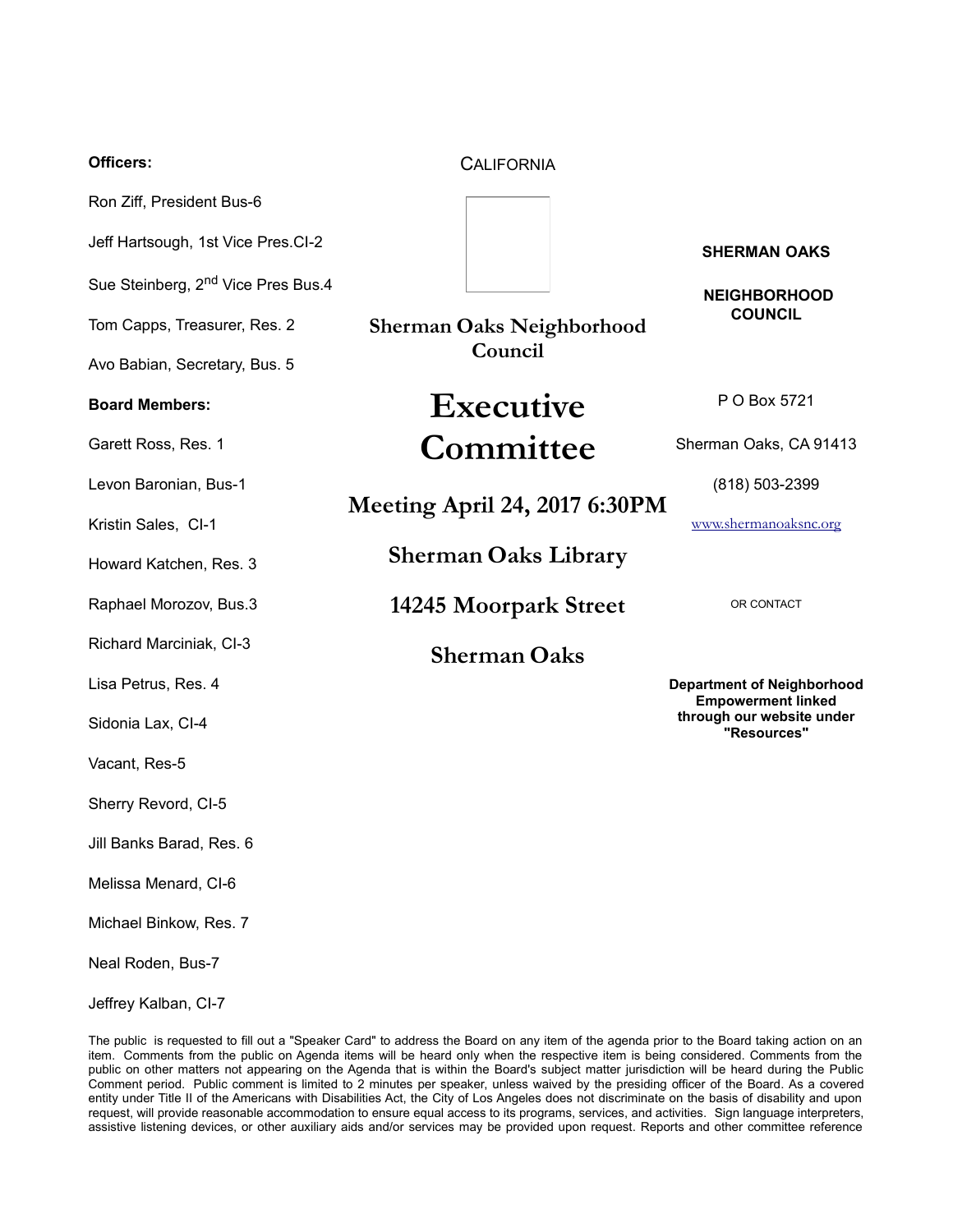**Officers:**

Ron Ziff, President Bus-6

Jeff Hartsough, 1st Vice Pres.CI-2

Sue Steinberg, 2nd Vice Pres Bus.4

Tom Capps, Treasurer, Res. 2

Avo Babian, Secretary, Bus. 5

**Board Members:**

Garett Ross, Res. 1

Levon Baronian, Bus-1

Kristin Sales, CI-1

Howard Katchen, Res. 3

Raphael Morozov, Bus.3

Richard Marciniak, CI-3

Lisa Petrus, Res. 4

Sidonia Lax, CI-4

Vacant, Res-5

Sherry Revord, CI-5

Jill Banks Barad, Res. 6

Melissa Menard, CI-6

Michael Binkow, Res. 7

Neal Roden, Bus-7

Jeffrey Kalban, CI-7

CALIFORNIA

**Sherman Oaks Neighborhood Council**

# Executive Committee

## Meeting April 24, 2017 6:30PM

## Sherman Oaks Library

## 14245 Moorpark Street

## Sherman Oaks

**SHERMAN OAKS**

**NEIGHBORHOOD COUNCIL**

P O Box 5721

Sherman Oaks, CA 91413

(818) 503-2399

www.shermanoaksnc.org

OR CONTACT

**Department of Neighborhood Empowerment linked through our website under "Resources"**

The public is requested to fill out a "Speaker Card" to address the Board on any item of the agenda prior to the Board taking action on an item. Comments from the public on Agenda items will be heard only when the respective item is being considered. Comments from the public on other matters not appearing on the Agenda that is within the Board's subject matter jurisdiction will be heard during the Public Comment period. Public comment is limited to 2 minutes per speaker, unless waived by the presiding officer of the Board. As a covered entity under Title II of the Americans with Disabilities Act, the City of Los Angeles does not discriminate on the basis of disability and upon request, will provide reasonable accommodation to ensure equal access to its programs, services, and activities. Sign language interpreters, assistive listening devices, or other auxiliary aids and/or services may be provided upon request. Reports and other committee reference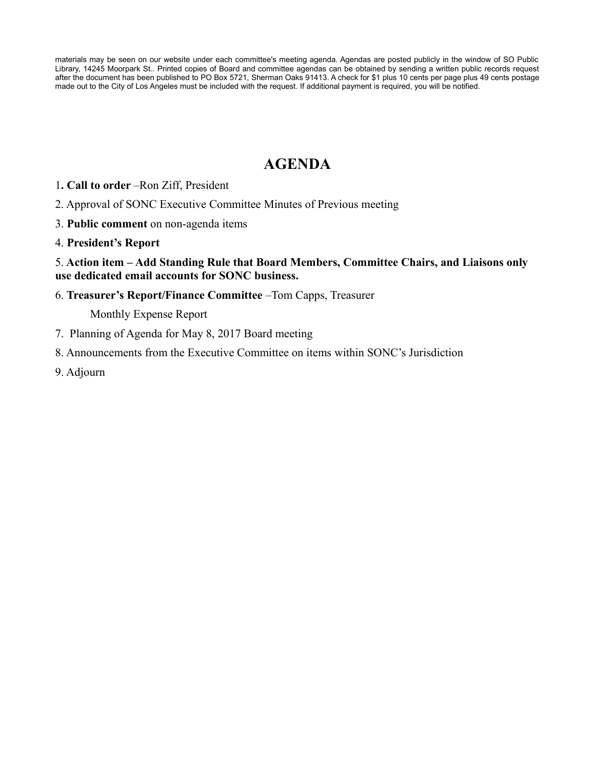materials may be seen on our website under each committee's meeting agenda. Agendas are posted publicly in the window of SO Public Library, 14245 Moorpark St.. Printed copies of Board and committee agendas can be obtained by sending a written public records request after the document has been published to PO Box 5721, Sherman Oaks 91413. A check for $1 plus 10 cents per page plus 49 cents postage made out to the City of Los Angeles must be included with the request. If additional payment is required, you will be notified.

# AGENDA

1**. Call to order** –Ron Ziff, President

2. Approval of SONC Executive Committee Minutes of Previous meeting

3. **Public comment** on non-agenda items

4. **President's Report**

5. **Action item – Add Standing Rule that Board Members, Committee Chairs, and Liaisons only use dedicated email accounts for SONC business.**

6. **Treasurer's Report/Finance Committee** –Tom Capps, Treasurer

    Monthly Expense Report

7. Planning of Agenda for May 8, 2017 Board meeting

8. Announcements from the Executive Committee on items within SONC's Jurisdiction

9. Adjourn